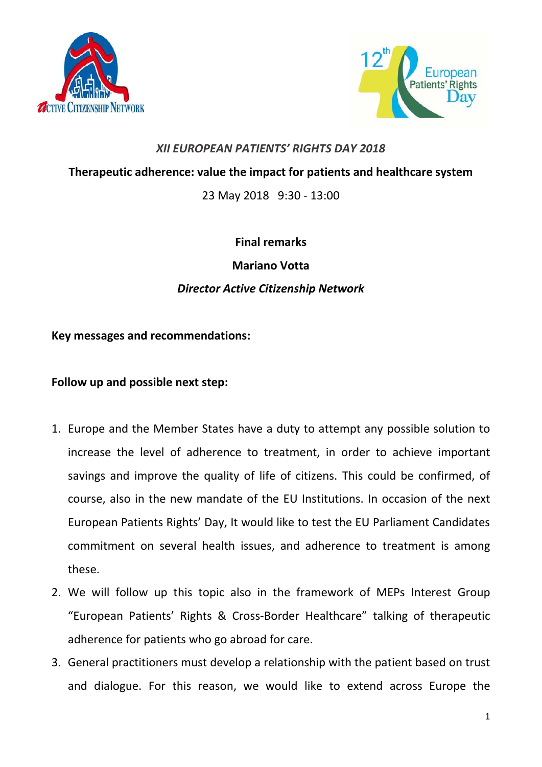*XII EUROPEAN PATIENTS' RIGHTS DAY 2018*

**Therapeutic adherence: value the impact for patients and healthcare system**

23 May 2018 9:30 - 13:00

**Final remarks**

**Mariano Votta**

***Director Active Citizenship Network***

**Key messages and recommendations:**

**Follow up and possible next step:**

1. Europe and the Member States have a duty to attempt any possible solution to increase the level of adherence to treatment, in order to achieve important savings and improve the quality of life of citizens. This could be confirmed, of course, also in the new mandate of the EU Institutions. In occasion of the next European Patients Rights' Day, It would like to test the EU Parliament Candidates commitment on several health issues, and adherence to treatment is among these.
2. We will follow up this topic also in the framework of MEPs Interest Group "European Patients' Rights & Cross-Border Healthcare" talking of therapeutic adherence for patients who go abroad for care.
3. General practitioners must develop a relationship with the patient based on trust and dialogue. For this reason, we would like to extend across Europe the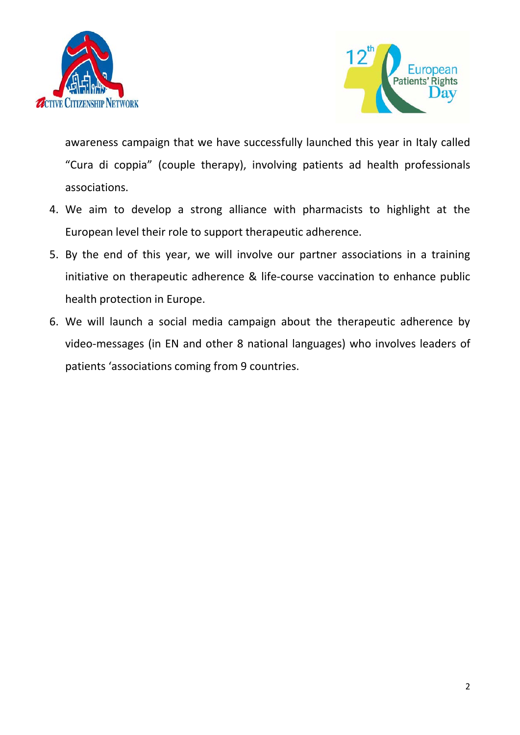awareness campaign that we have successfully launched this year in Italy called "Cura di coppia" (couple therapy), involving patients ad health professionals associations.

4. We aim to develop a strong alliance with pharmacists to highlight at the European level their role to support therapeutic adherence.
5. By the end of this year, we will involve our partner associations in a training initiative on therapeutic adherence & life-course vaccination to enhance public health protection in Europe.
6. We will launch a social media campaign about the therapeutic adherence by video-messages (in EN and other 8 national languages) who involves leaders of patients 'associations coming from 9 countries.